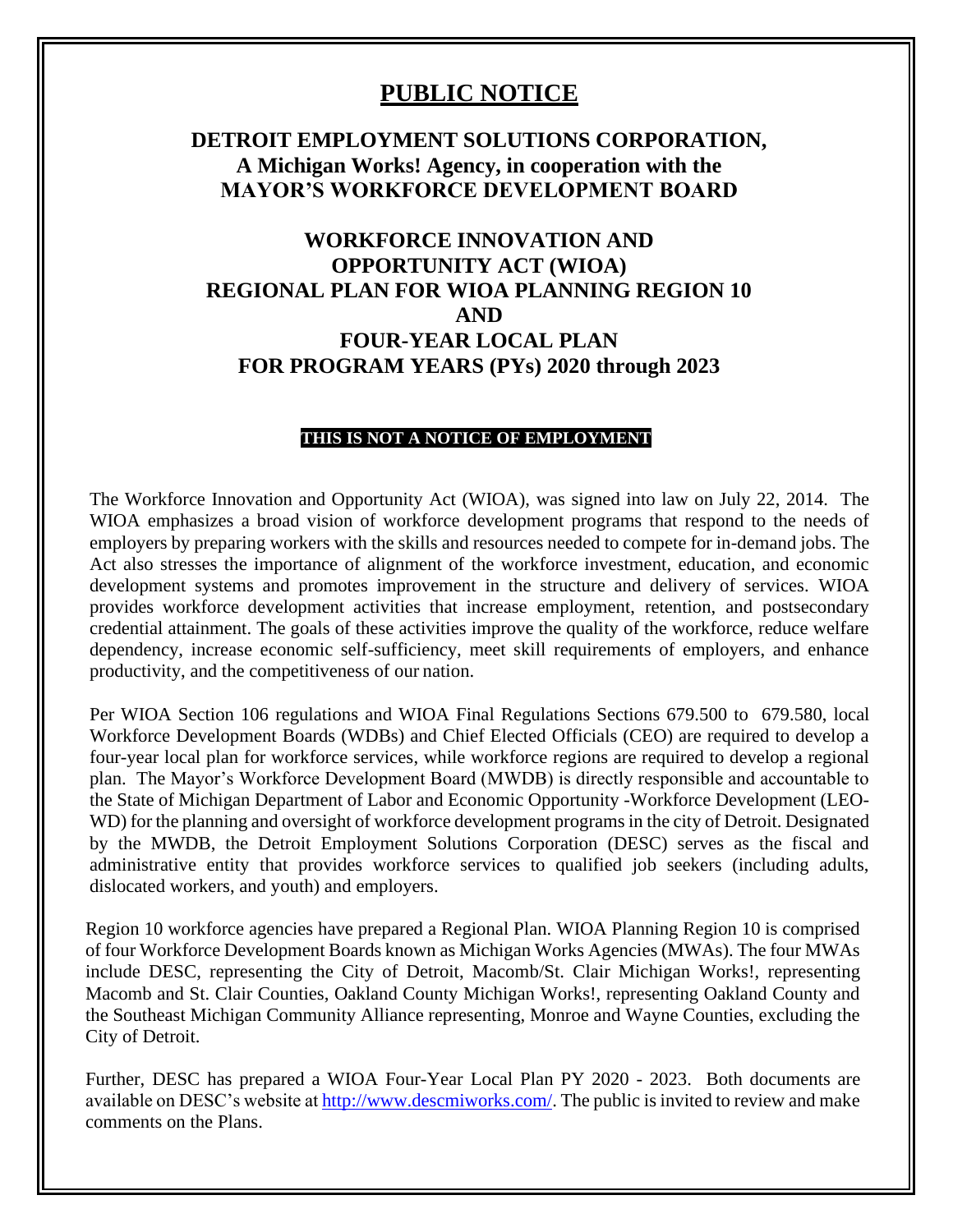# PUBLIC NOTICE

## DETROIT EMPLOYMENT SOLUTIONS CORPORATION, A Michigan Works! Agency, in cooperation with the MAYOR'S WORKFORCE DEVELOPMENT BOARD

## WORKFORCE INNOVATION AND OPPORTUNITY ACT (WIOA) REGIONAL PLAN FOR WIOA PLANNING REGION 10 AND FOUR-YEAR LOCAL PLAN FOR PROGRAM YEARS (PYs) 2020 through 2023

**THIS IS NOT A NOTICE OF EMPLOYMENT**

The Workforce Innovation and Opportunity Act (WIOA), was signed into law on July 22, 2014. The WIOA emphasizes a broad vision of workforce development programs that respond to the needs of employers by preparing workers with the skills and resources needed to compete for in-demand jobs. The Act also stresses the importance of alignment of the workforce investment, education, and economic development systems and promotes improvement in the structure and delivery of services. WIOA provides workforce development activities that increase employment, retention, and postsecondary credential attainment. The goals of these activities improve the quality of the workforce, reduce welfare dependency, increase economic self-sufficiency, meet skill requirements of employers, and enhance productivity, and the competitiveness of our nation.

Per WIOA Section 106 regulations and WIOA Final Regulations Sections 679.500 to 679.580, local Workforce Development Boards (WDBs) and Chief Elected Officials (CEO) are required to develop a four-year local plan for workforce services, while workforce regions are required to develop a regional plan. The Mayor's Workforce Development Board (MWDB) is directly responsible and accountable to the State of Michigan Department of Labor and Economic Opportunity -Workforce Development (LEO-WD) for the planning and oversight of workforce development programs in the city of Detroit. Designated by the MWDB, the Detroit Employment Solutions Corporation (DESC) serves as the fiscal and administrative entity that provides workforce services to qualified job seekers (including adults, dislocated workers, and youth) and employers.

Region 10 workforce agencies have prepared a Regional Plan. WIOA Planning Region 10 is comprised of four Workforce Development Boards known as Michigan Works Agencies (MWAs). The four MWAs include DESC, representing the City of Detroit, Macomb/St. Clair Michigan Works!, representing Macomb and St. Clair Counties, Oakland County Michigan Works!, representing Oakland County and the Southeast Michigan Community Alliance representing, Monroe and Wayne Counties, excluding the City of Detroit.

Further, DESC has prepared a WIOA Four-Year Local Plan PY 2020 - 2023. Both documents are available on DESC's website at [http://www.descmiworks.com/](http://www.descmiworks.com/). The public is invited to review and make comments on the Plans.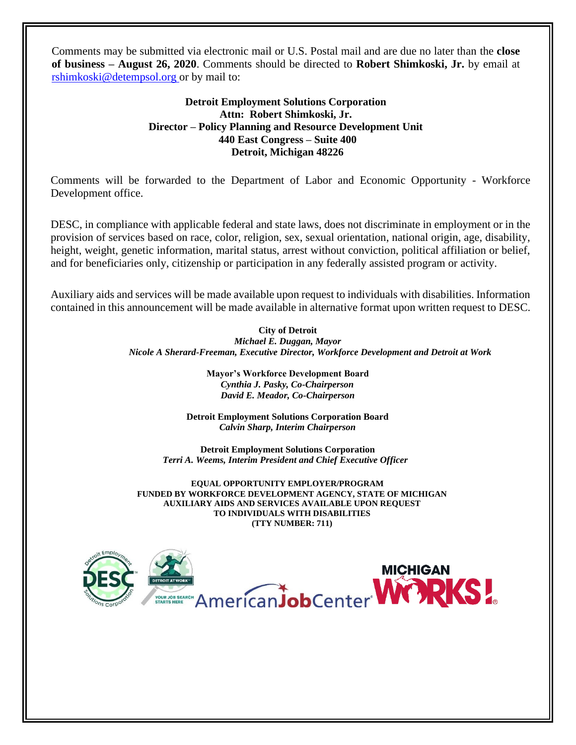Comments may be submitted via electronic mail or U.S. Postal mail and are due no later than the **close of business – August 26, 2020**. Comments should be directed to **Robert Shimkoski, Jr.** by email at rshimkoski@detempsol.org or by mail to:

**Detroit Employment Solutions Corporation**
**Attn: Robert Shimkoski, Jr.**
**Director – Policy Planning and Resource Development Unit**
**440 East Congress – Suite 400**
**Detroit, Michigan 48226**

Comments will be forwarded to the Department of Labor and Economic Opportunity - Workforce Development office.

DESC, in compliance with applicable federal and state laws, does not discriminate in employment or in the provision of services based on race, color, religion, sex, sexual orientation, national origin, age, disability, height, weight, genetic information, marital status, arrest without conviction, political affiliation or belief, and for beneficiaries only, citizenship or participation in any federally assisted program or activity.

Auxiliary aids and services will be made available upon request to individuals with disabilities. Information contained in this announcement will be made available in alternative format upon written request to DESC.

**City of Detroit**
***Michael E. Duggan, Mayor***
***Nicole A Sherard-Freeman, Executive Director, Workforce Development and Detroit at Work***

**Mayor's Workforce Development Board**
***Cynthia J. Pasky, Co-Chairperson***
***David E. Meador, Co-Chairperson***

**Detroit Employment Solutions Corporation Board**
***Calvin Sharp, Interim Chairperson***

**Detroit Employment Solutions Corporation**
***Terri A. Weems, Interim President and Chief Executive Officer***

**EQUAL OPPORTUNITY EMPLOYER/PROGRAM**
**FUNDED BY WORKFORCE DEVELOPMENT AGENCY, STATE OF MICHIGAN**
**AUXILIARY AIDS AND SERVICES AVAILABLE UPON REQUEST**
**TO INDIVIDUALS WITH DISABILITIES**
**(TTY NUMBER: 711)**